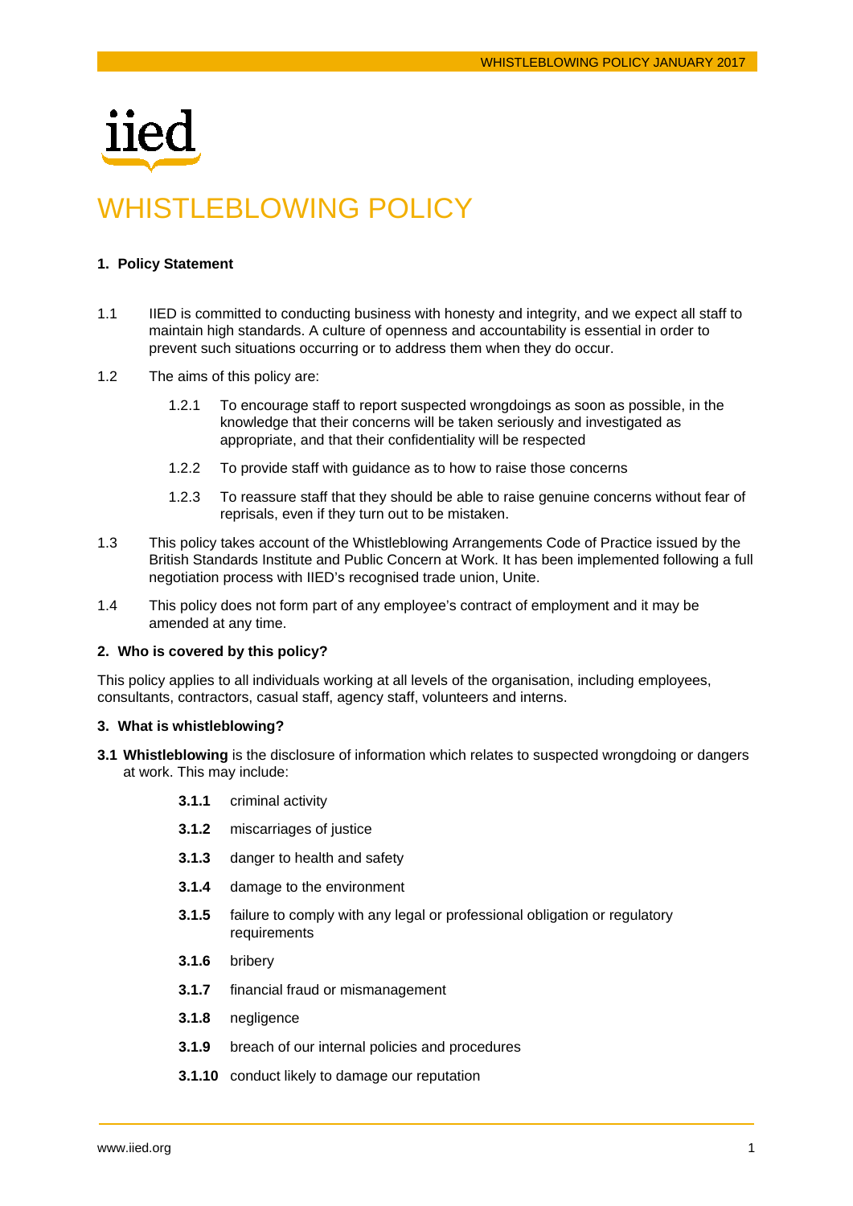# WHISTLEBLOWING POLICY

## 1. Policy Statement

1.1 IIED is committed to conducting business with honesty and integrity, and we expect all staff to maintain high standards. A culture of openness and accountability is essential in order to prevent such situations occurring or to address them when they do occur.

1.2 The aims of this policy are:

- 1.2.1 To encourage staff to report suspected wrongdoings as soon as possible, in the knowledge that their concerns will be taken seriously and investigated as appropriate, and that their confidentiality will be respected
- 1.2.2 To provide staff with guidance as to how to raise those concerns
- 1.2.3 To reassure staff that they should be able to raise genuine concerns without fear of reprisals, even if they turn out to be mistaken.

1.3 This policy takes account of the Whistleblowing Arrangements Code of Practice issued by the British Standards Institute and Public Concern at Work. It has been implemented following a full negotiation process with IIED's recognised trade union, Unite.

1.4 This policy does not form part of any employee's contract of employment and it may be amended at any time.

## 2. Who is covered by this policy?

This policy applies to all individuals working at all levels of the organisation, including employees, consultants, contractors, casual staff, agency staff, volunteers and interns.

## 3. What is whistleblowing?

**3.1 Whistleblowing** is the disclosure of information which relates to suspected wrongdoing or dangers at work. This may include:

- **3.1.1** criminal activity
- **3.1.2** miscarriages of justice
- **3.1.3** danger to health and safety
- **3.1.4** damage to the environment
- **3.1.5** failure to comply with any legal or professional obligation or regulatory requirements
- **3.1.6** bribery
- **3.1.7** financial fraud or mismanagement
- **3.1.8** negligence
- **3.1.9** breach of our internal policies and procedures
- **3.1.10** conduct likely to damage our reputation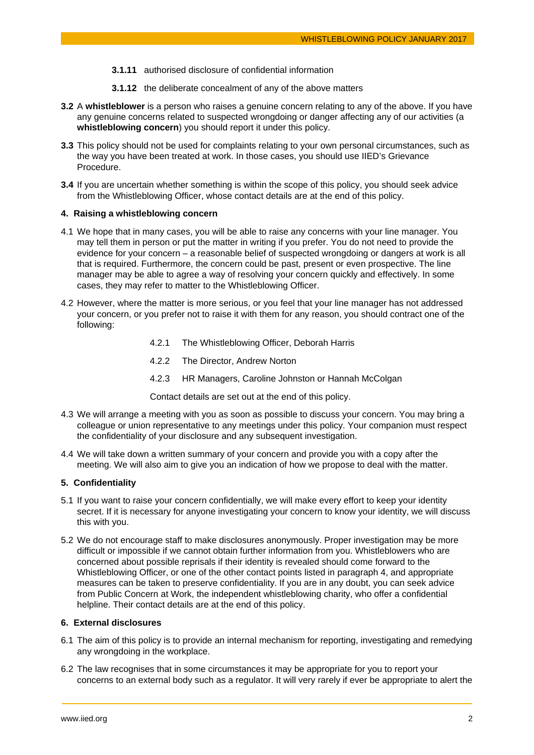**3.1.11** authorised disclosure of confidential information

**3.1.12** the deliberate concealment of any of the above matters

**3.2** A **whistleblower** is a person who raises a genuine concern relating to any of the above. If you have any genuine concerns related to suspected wrongdoing or danger affecting any of our activities (a **whistleblowing concern**) you should report it under this policy.

**3.3** This policy should not be used for complaints relating to your own personal circumstances, such as the way you have been treated at work. In those cases, you should use IIED's Grievance Procedure.

**3.4** If you are uncertain whether something is within the scope of this policy, you should seek advice from the Whistleblowing Officer, whose contact details are at the end of this policy.

## 4. Raising a whistleblowing concern

4.1 We hope that in many cases, you will be able to raise any concerns with your line manager. You may tell them in person or put the matter in writing if you prefer. You do not need to provide the evidence for your concern – a reasonable belief of suspected wrongdoing or dangers at work is all that is required. Furthermore, the concern could be past, present or even prospective. The line manager may be able to agree a way of resolving your concern quickly and effectively. In some cases, they may refer to matter to the Whistleblowing Officer.

4.2 However, where the matter is more serious, or you feel that your line manager has not addressed your concern, or you prefer not to raise it with them for any reason, you should contract one of the following:

4.2.1 The Whistleblowing Officer, Deborah Harris

4.2.2 The Director, Andrew Norton

4.2.3 HR Managers, Caroline Johnston or Hannah McColgan

Contact details are set out at the end of this policy.

4.3 We will arrange a meeting with you as soon as possible to discuss your concern. You may bring a colleague or union representative to any meetings under this policy. Your companion must respect the confidentiality of your disclosure and any subsequent investigation.

4.4 We will take down a written summary of your concern and provide you with a copy after the meeting. We will also aim to give you an indication of how we propose to deal with the matter.

## 5. Confidentiality

5.1 If you want to raise your concern confidentially, we will make every effort to keep your identity secret. If it is necessary for anyone investigating your concern to know your identity, we will discuss this with you.

5.2 We do not encourage staff to make disclosures anonymously. Proper investigation may be more difficult or impossible if we cannot obtain further information from you. Whistleblowers who are concerned about possible reprisals if their identity is revealed should come forward to the Whistleblowing Officer, or one of the other contact points listed in paragraph 4, and appropriate measures can be taken to preserve confidentiality. If you are in any doubt, you can seek advice from Public Concern at Work, the independent whistleblowing charity, who offer a confidential helpline. Their contact details are at the end of this policy.

## 6. External disclosures

6.1 The aim of this policy is to provide an internal mechanism for reporting, investigating and remedying any wrongdoing in the workplace.

6.2 The law recognises that in some circumstances it may be appropriate for you to report your concerns to an external body such as a regulator. It will very rarely if ever be appropriate to alert the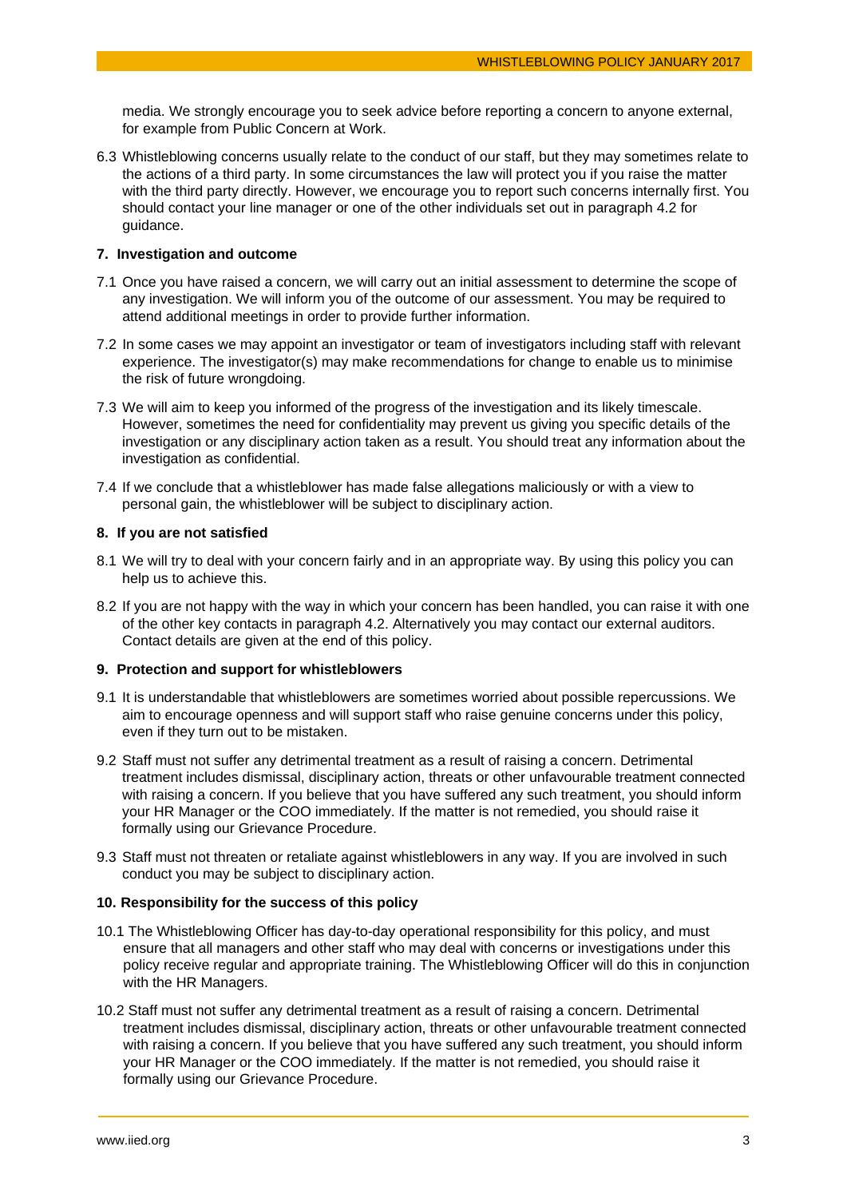media. We strongly encourage you to seek advice before reporting a concern to anyone external, for example from Public Concern at Work.

6.3 Whistleblowing concerns usually relate to the conduct of our staff, but they may sometimes relate to the actions of a third party. In some circumstances the law will protect you if you raise the matter with the third party directly. However, we encourage you to report such concerns internally first. You should contact your line manager or one of the other individuals set out in paragraph 4.2 for guidance.

**7. Investigation and outcome**

7.1 Once you have raised a concern, we will carry out an initial assessment to determine the scope of any investigation. We will inform you of the outcome of our assessment. You may be required to attend additional meetings in order to provide further information.

7.2 In some cases we may appoint an investigator or team of investigators including staff with relevant experience. The investigator(s) may make recommendations for change to enable us to minimise the risk of future wrongdoing.

7.3 We will aim to keep you informed of the progress of the investigation and its likely timescale. However, sometimes the need for confidentiality may prevent us giving you specific details of the investigation or any disciplinary action taken as a result. You should treat any information about the investigation as confidential.

7.4 If we conclude that a whistleblower has made false allegations maliciously or with a view to personal gain, the whistleblower will be subject to disciplinary action.

**8. If you are not satisfied**

8.1 We will try to deal with your concern fairly and in an appropriate way. By using this policy you can help us to achieve this.

8.2 If you are not happy with the way in which your concern has been handled, you can raise it with one of the other key contacts in paragraph 4.2. Alternatively you may contact our external auditors. Contact details are given at the end of this policy.

**9. Protection and support for whistleblowers**

9.1 It is understandable that whistleblowers are sometimes worried about possible repercussions. We aim to encourage openness and will support staff who raise genuine concerns under this policy, even if they turn out to be mistaken.

9.2 Staff must not suffer any detrimental treatment as a result of raising a concern. Detrimental treatment includes dismissal, disciplinary action, threats or other unfavourable treatment connected with raising a concern. If you believe that you have suffered any such treatment, you should inform your HR Manager or the COO immediately. If the matter is not remedied, you should raise it formally using our Grievance Procedure.

9.3 Staff must not threaten or retaliate against whistleblowers in any way. If you are involved in such conduct you may be subject to disciplinary action.

**10. Responsibility for the success of this policy**

10.1 The Whistleblowing Officer has day-to-day operational responsibility for this policy, and must ensure that all managers and other staff who may deal with concerns or investigations under this policy receive regular and appropriate training. The Whistleblowing Officer will do this in conjunction with the HR Managers.

10.2 Staff must not suffer any detrimental treatment as a result of raising a concern. Detrimental treatment includes dismissal, disciplinary action, threats or other unfavourable treatment connected with raising a concern. If you believe that you have suffered any such treatment, you should inform your HR Manager or the COO immediately. If the matter is not remedied, you should raise it formally using our Grievance Procedure.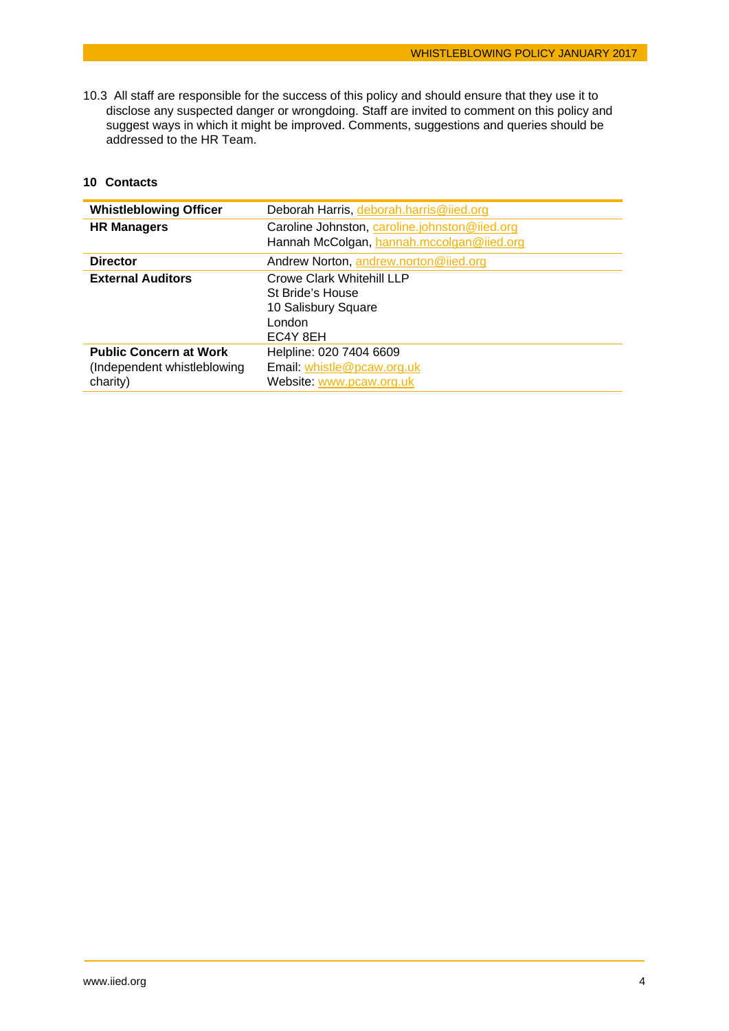10.3 All staff are responsible for the success of this policy and should ensure that they use it to disclose any suspected danger or wrongdoing. Staff are invited to comment on this policy and suggest ways in which it might be improved. Comments, suggestions and queries should be addressed to the HR Team.

## 10 Contacts

| | |
|---|---|
| **Whistleblowing Officer** | Deborah Harris, deborah.harris@iied.org |
| **HR Managers** | Caroline Johnston, caroline.johnston@iied.org<br>Hannah McColgan, hannah.mccolgan@iied.org |
| **Director** | Andrew Norton, andrew.norton@iied.org |
| **External Auditors** | Crowe Clark Whitehill LLP<br>St Bride's House<br>10 Salisbury Square<br>London<br>EC4Y 8EH |
| **Public Concern at Work** (Independent whistleblowing charity) | Helpline: 020 7404 6609<br>Email: whistle@pcaw.org.uk<br>Website: www.pcaw.org.uk |